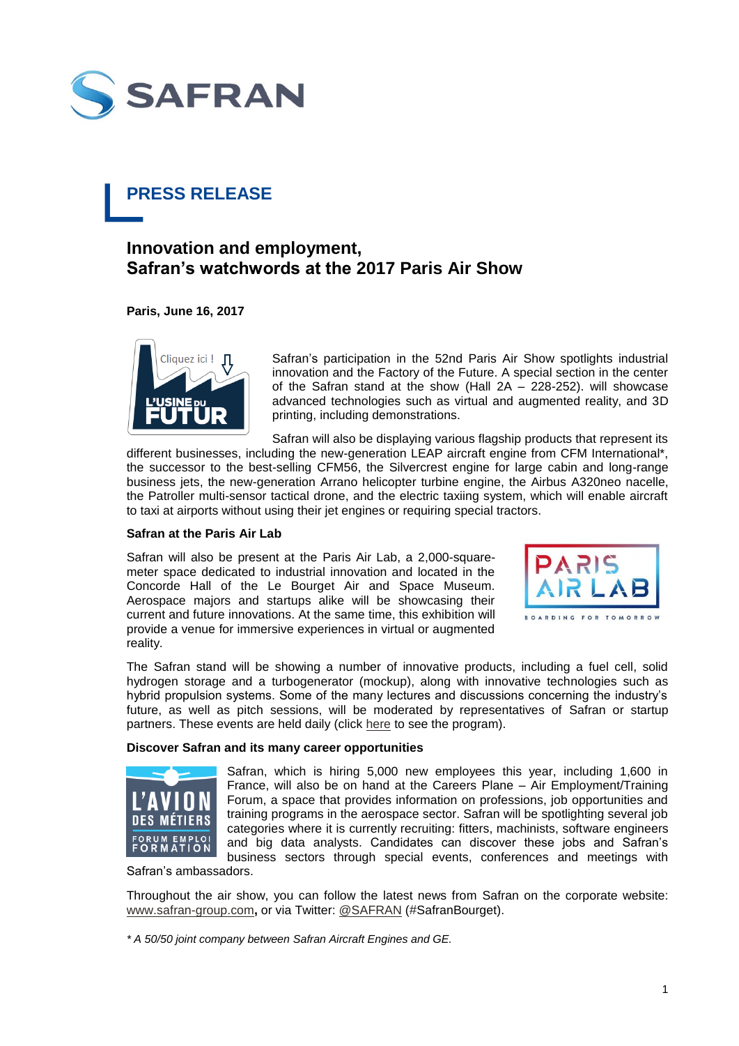# PRESS RELEASE

## Innovation and employment, Safran's watchwords at the 2017 Paris Air Show

**Paris, June 16, 2017**

Safran's participation in the 52nd Paris Air Show spotlights industrial innovation and the Factory of the Future. A special section in the center of the Safran stand at the show (Hall 2A – 228-252). will showcase advanced technologies such as virtual and augmented reality, and 3D printing, including demonstrations.

Safran will also be displaying various flagship products that represent its different businesses, including the new-generation LEAP aircraft engine from CFM International*, the successor to the best-selling CFM56, the Silvercrest engine for large cabin and long-range business jets, the new-generation Arrano helicopter turbine engine, the Airbus A320neo nacelle, the Patroller multi-sensor tactical drone, and the electric taxiing system, which will enable aircraft to taxi at airports without using their jet engines or requiring special tractors.

**Safran at the Paris Air Lab**

Safran will also be present at the Paris Air Lab, a 2,000-square-meter space dedicated to industrial innovation and located in the Concorde Hall of the Le Bourget Air and Space Museum. Aerospace majors and startups alike will be showcasing their current and future innovations. At the same time, this exhibition will provide a venue for immersive experiences in virtual or augmented reality.

The Safran stand will be showing a number of innovative products, including a fuel cell, solid hydrogen storage and a turbogenerator (mockup), along with innovative technologies such as hybrid propulsion systems. Some of the many lectures and discussions concerning the industry's future, as well as pitch sessions, will be moderated by representatives of Safran or startup partners. These events are held daily (click here to see the program).

**Discover Safran and its many career opportunities**

Safran, which is hiring 5,000 new employees this year, including 1,600 in France, will also be on hand at the Careers Plane – Air Employment/Training Forum, a space that provides information on professions, job opportunities and training programs in the aerospace sector. Safran will be spotlighting several job categories where it is currently recruiting: fitters, machinists, software engineers and big data analysts. Candidates can discover these jobs and Safran's business sectors through special events, conferences and meetings with Safran's ambassadors.

Throughout the air show, you can follow the latest news from Safran on the corporate website: www.safran-group.com**,** or via Twitter: @SAFRAN (#SafranBourget).

*\* A 50/50 joint company between Safran Aircraft Engines and GE.*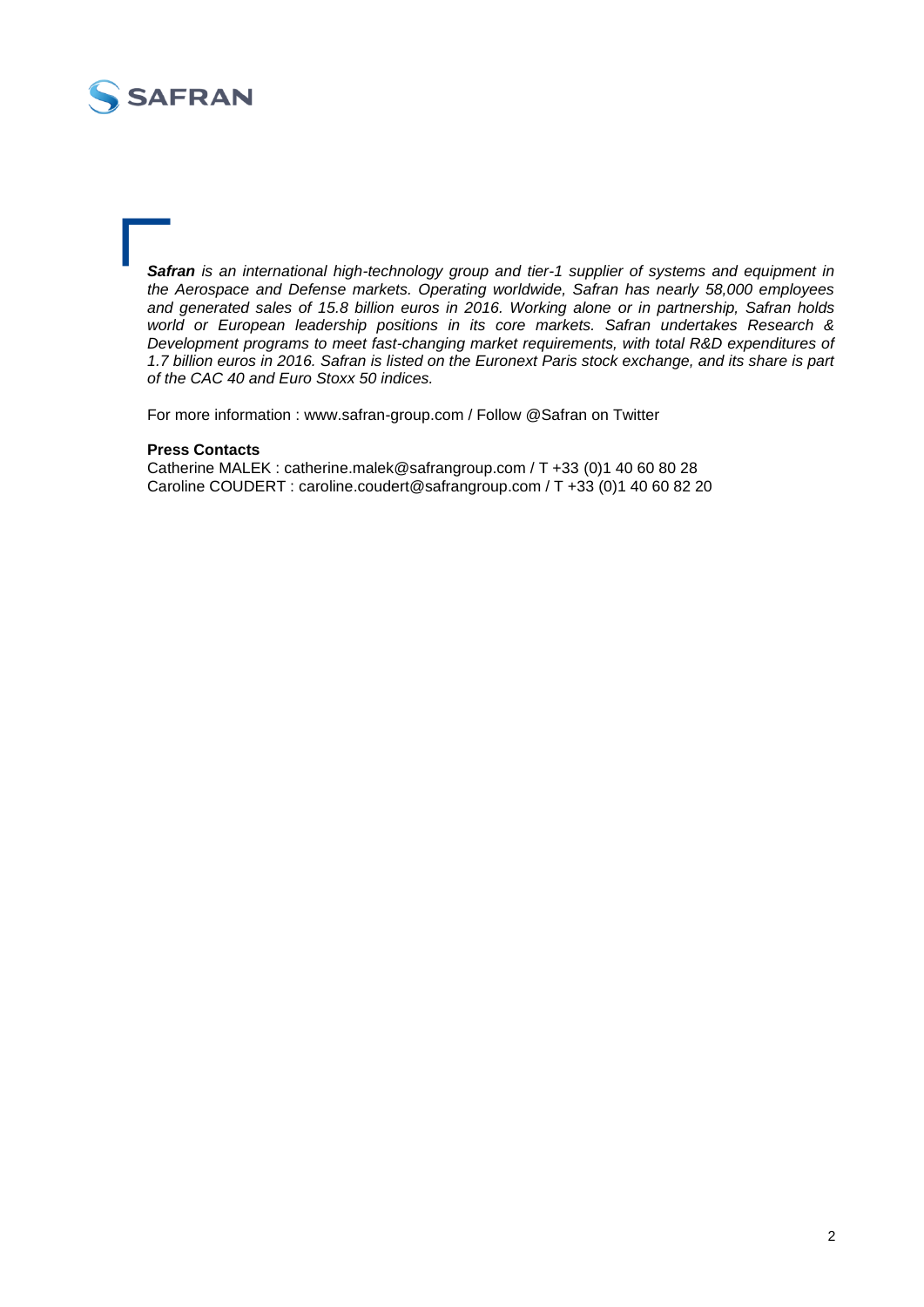***Safran** is an international high-technology group and tier-1 supplier of systems and equipment in the Aerospace and Defense markets. Operating worldwide, Safran has nearly 58,000 employees and generated sales of 15.8 billion euros in 2016. Working alone or in partnership, Safran holds world or European leadership positions in its core markets. Safran undertakes Research & Development programs to meet fast-changing market requirements, with total R&D expenditures of 1.7 billion euros in 2016. Safran is listed on the Euronext Paris stock exchange, and its share is part of the CAC 40 and Euro Stoxx 50 indices.*

For more information : www.safran-group.com / Follow @Safran on Twitter

**Press Contacts**
Catherine MALEK : catherine.malek@safrangroup.com / T +33 (0)1 40 60 80 28
Caroline COUDERT : caroline.coudert@safrangroup.com / T +33 (0)1 40 60 82 20